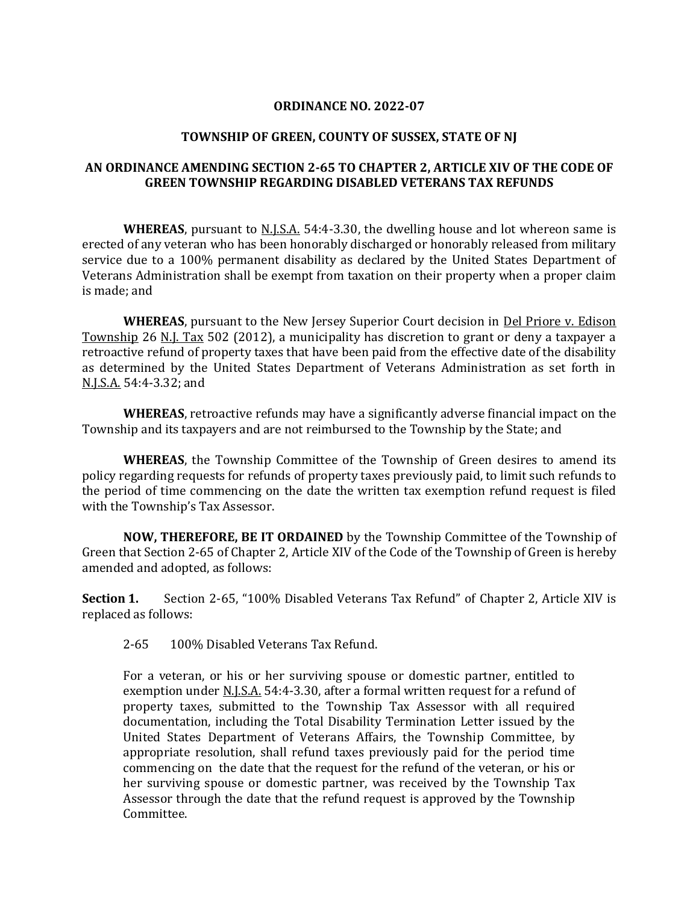**ORDINANCE NO. 2022-07**

**TOWNSHIP OF GREEN, COUNTY OF SUSSEX, STATE OF NJ**

**AN ORDINANCE AMENDING SECTION 2-65 TO CHAPTER 2, ARTICLE XIV OF THE CODE OF GREEN TOWNSHIP REGARDING DISABLED VETERANS TAX REFUNDS**

**WHEREAS**, pursuant to N.J.S.A. 54:4-3.30, the dwelling house and lot whereon same is erected of any veteran who has been honorably discharged or honorably released from military service due to a 100% permanent disability as declared by the United States Department of Veterans Administration shall be exempt from taxation on their property when a proper claim is made; and

**WHEREAS**, pursuant to the New Jersey Superior Court decision in Del Priore v. Edison Township 26 N.J. Tax 502 (2012), a municipality has discretion to grant or deny a taxpayer a retroactive refund of property taxes that have been paid from the effective date of the disability as determined by the United States Department of Veterans Administration as set forth in N.J.S.A. 54:4-3.32; and

**WHEREAS**, retroactive refunds may have a significantly adverse financial impact on the Township and its taxpayers and are not reimbursed to the Township by the State; and

**WHEREAS**, the Township Committee of the Township of Green desires to amend its policy regarding requests for refunds of property taxes previously paid, to limit such refunds to the period of time commencing on the date the written tax exemption refund request is filed with the Township's Tax Assessor.

**NOW, THEREFORE, BE IT ORDAINED** by the Township Committee of the Township of Green that Section 2-65 of Chapter 2, Article XIV of the Code of the Township of Green is hereby amended and adopted, as follows:

**Section 1.** Section 2-65, "100% Disabled Veterans Tax Refund" of Chapter 2, Article XIV is replaced as follows:

> 2-65 100% Disabled Veterans Tax Refund.
>
> For a veteran, or his or her surviving spouse or domestic partner, entitled to exemption under N.J.S.A. 54:4-3.30, after a formal written request for a refund of property taxes, submitted to the Township Tax Assessor with all required documentation, including the Total Disability Termination Letter issued by the United States Department of Veterans Affairs, the Township Committee, by appropriate resolution, shall refund taxes previously paid for the period time commencing on the date that the request for the refund of the veteran, or his or her surviving spouse or domestic partner, was received by the Township Tax Assessor through the date that the refund request is approved by the Township Committee.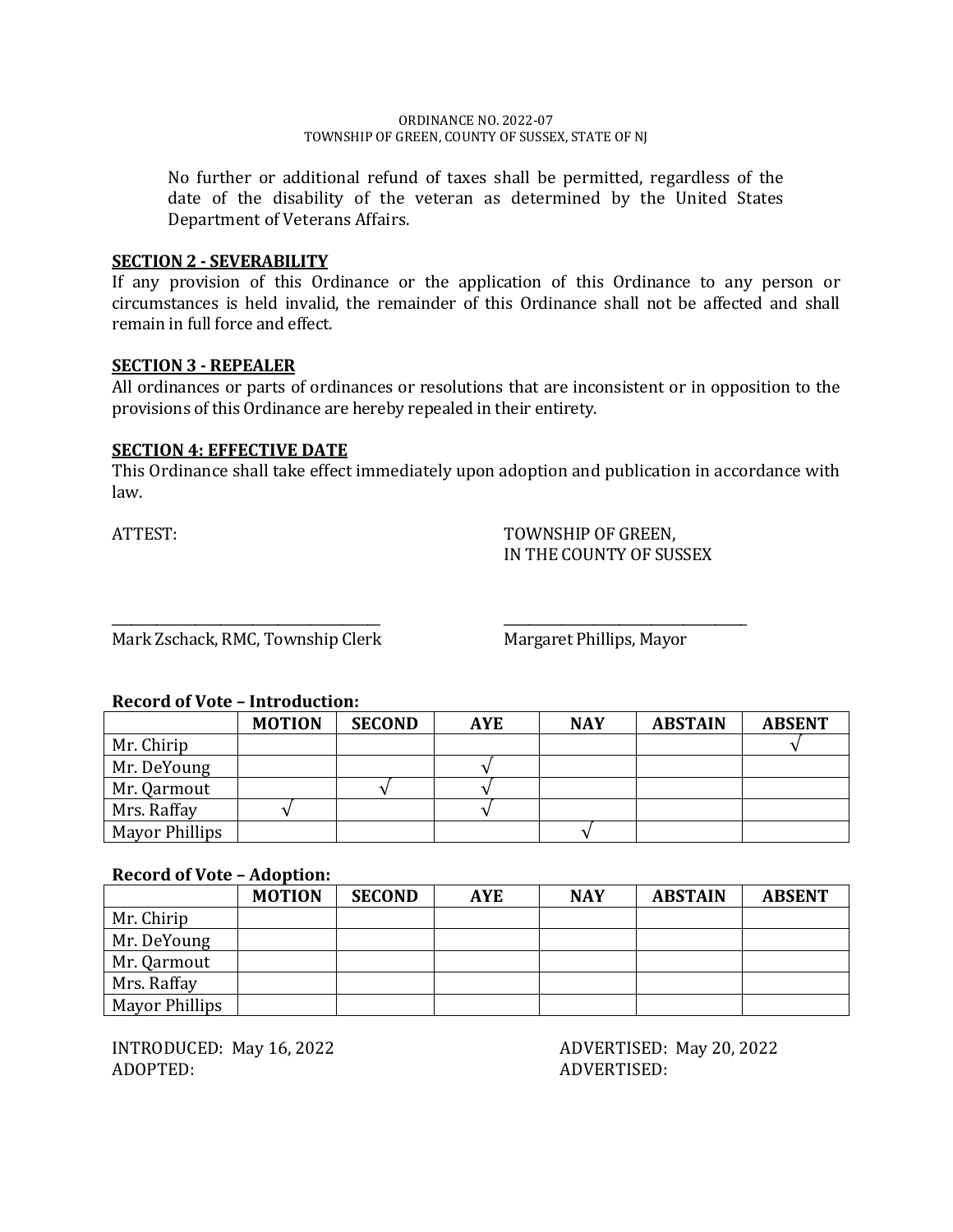ORDINANCE NO. 2022-07
TOWNSHIP OF GREEN, COUNTY OF SUSSEX, STATE OF NJ

> No further or additional refund of taxes shall be permitted, regardless of the date of the disability of the veteran as determined by the United States Department of Veterans Affairs.

**SECTION 2 - SEVERABILITY**
If any provision of this Ordinance or the application of this Ordinance to any person or circumstances is held invalid, the remainder of this Ordinance shall not be affected and shall remain in full force and effect.

**SECTION 3 - REPEALER**
All ordinances or parts of ordinances or resolutions that are inconsistent or in opposition to the provisions of this Ordinance are hereby repealed in their entirety.

**SECTION 4: EFFECTIVE DATE**
This Ordinance shall take effect immediately upon adoption and publication in accordance with law.

ATTEST:

TOWNSHIP OF GREEN,
IN THE COUNTY OF SUSSEX

_______________________________
Mark Zschack, RMC, Township Clerk

_______________________________
Margaret Phillips, Mayor

**Record of Vote – Introduction:**

| | MOTION | SECOND | AYE | NAY | ABSTAIN | ABSENT |
|---|---|---|---|---|---|---|
| Mr. Chirip | | | | | | √ |
| Mr. DeYoung | | | √ | | | |
| Mr. Qarmout | | √ | √ | | | |
| Mrs. Raffay | √ | | √ | | | |
| Mayor Phillips | | | | √ | | |

**Record of Vote – Adoption:**

| | MOTION | SECOND | AYE | NAY | ABSTAIN | ABSENT |
|---|---|---|---|---|---|---|
| Mr. Chirip | | | | | | |
| Mr. DeYoung | | | | | | |
| Mr. Qarmout | | | | | | |
| Mrs. Raffay | | | | | | |
| Mayor Phillips | | | | | | |

INTRODUCED: May 16, 2022
ADOPTED:

ADVERTISED: May 20, 2022
ADVERTISED: